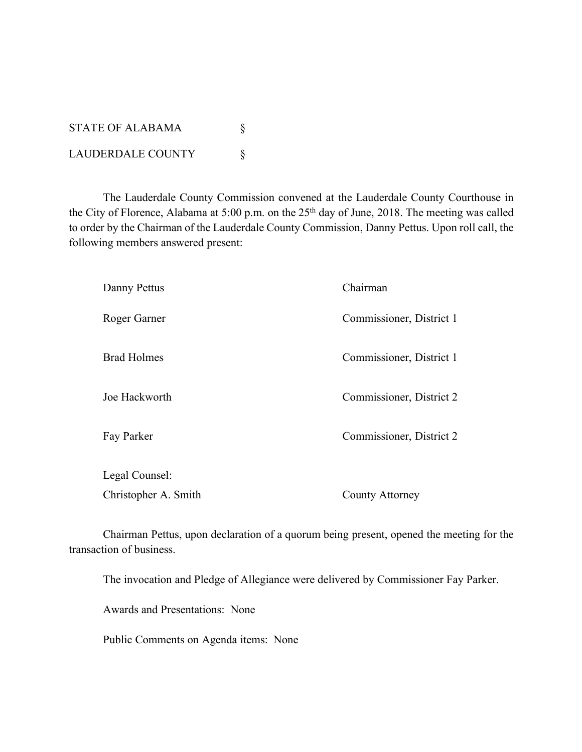STATE OF ALABAMA §

LAUDERDALE COUNTY §

The Lauderdale County Commission convened at the Lauderdale County Courthouse in the City of Florence, Alabama at 5:00 p.m. on the 25th day of June, 2018. The meeting was called to order by the Chairman of the Lauderdale County Commission, Danny Pettus. Upon roll call, the following members answered present:

| | |
|---|---|
| Danny Pettus | Chairman |
| Roger Garner | Commissioner, District 1 |
| Brad Holmes | Commissioner, District 1 |
| Joe Hackworth | Commissioner, District 2 |
| Fay Parker | Commissioner, District 2 |
| Legal Counsel: | |
| Christopher A. Smith | County Attorney |

Chairman Pettus, upon declaration of a quorum being present, opened the meeting for the transaction of business.

The invocation and Pledge of Allegiance were delivered by Commissioner Fay Parker.

Awards and Presentations: None

Public Comments on Agenda items: None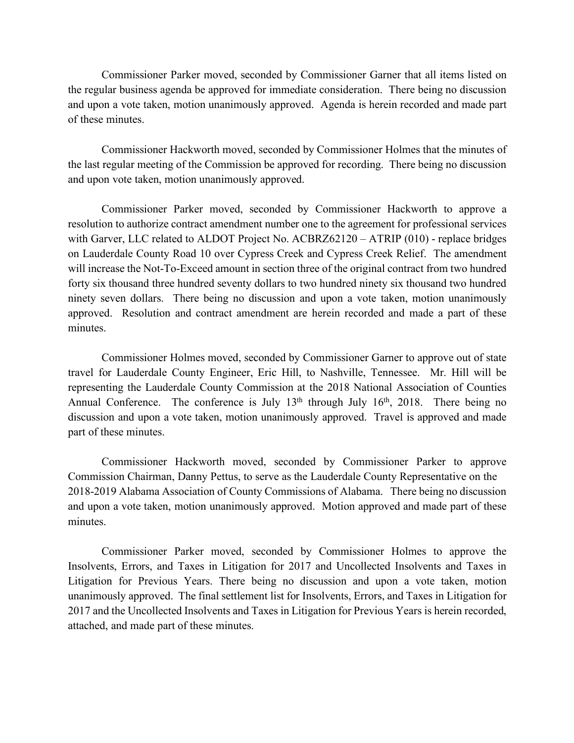Commissioner Parker moved, seconded by Commissioner Garner that all items listed on the regular business agenda be approved for immediate consideration. There being no discussion and upon a vote taken, motion unanimously approved. Agenda is herein recorded and made part of these minutes.

Commissioner Hackworth moved, seconded by Commissioner Holmes that the minutes of the last regular meeting of the Commission be approved for recording. There being no discussion and upon vote taken, motion unanimously approved.

Commissioner Parker moved, seconded by Commissioner Hackworth to approve a resolution to authorize contract amendment number one to the agreement for professional services with Garver, LLC related to ALDOT Project No. ACBRZ62120 – ATRIP (010) - replace bridges on Lauderdale County Road 10 over Cypress Creek and Cypress Creek Relief. The amendment will increase the Not-To-Exceed amount in section three of the original contract from two hundred forty six thousand three hundred seventy dollars to two hundred ninety six thousand two hundred ninety seven dollars. There being no discussion and upon a vote taken, motion unanimously approved. Resolution and contract amendment are herein recorded and made a part of these minutes.

Commissioner Holmes moved, seconded by Commissioner Garner to approve out of state travel for Lauderdale County Engineer, Eric Hill, to Nashville, Tennessee. Mr. Hill will be representing the Lauderdale County Commission at the 2018 National Association of Counties Annual Conference. The conference is July 13th through July 16th, 2018. There being no discussion and upon a vote taken, motion unanimously approved. Travel is approved and made part of these minutes.

Commissioner Hackworth moved, seconded by Commissioner Parker to approve Commission Chairman, Danny Pettus, to serve as the Lauderdale County Representative on the 2018-2019 Alabama Association of County Commissions of Alabama. There being no discussion and upon a vote taken, motion unanimously approved. Motion approved and made part of these minutes.

Commissioner Parker moved, seconded by Commissioner Holmes to approve the Insolvents, Errors, and Taxes in Litigation for 2017 and Uncollected Insolvents and Taxes in Litigation for Previous Years. There being no discussion and upon a vote taken, motion unanimously approved. The final settlement list for Insolvents, Errors, and Taxes in Litigation for 2017 and the Uncollected Insolvents and Taxes in Litigation for Previous Years is herein recorded, attached, and made part of these minutes.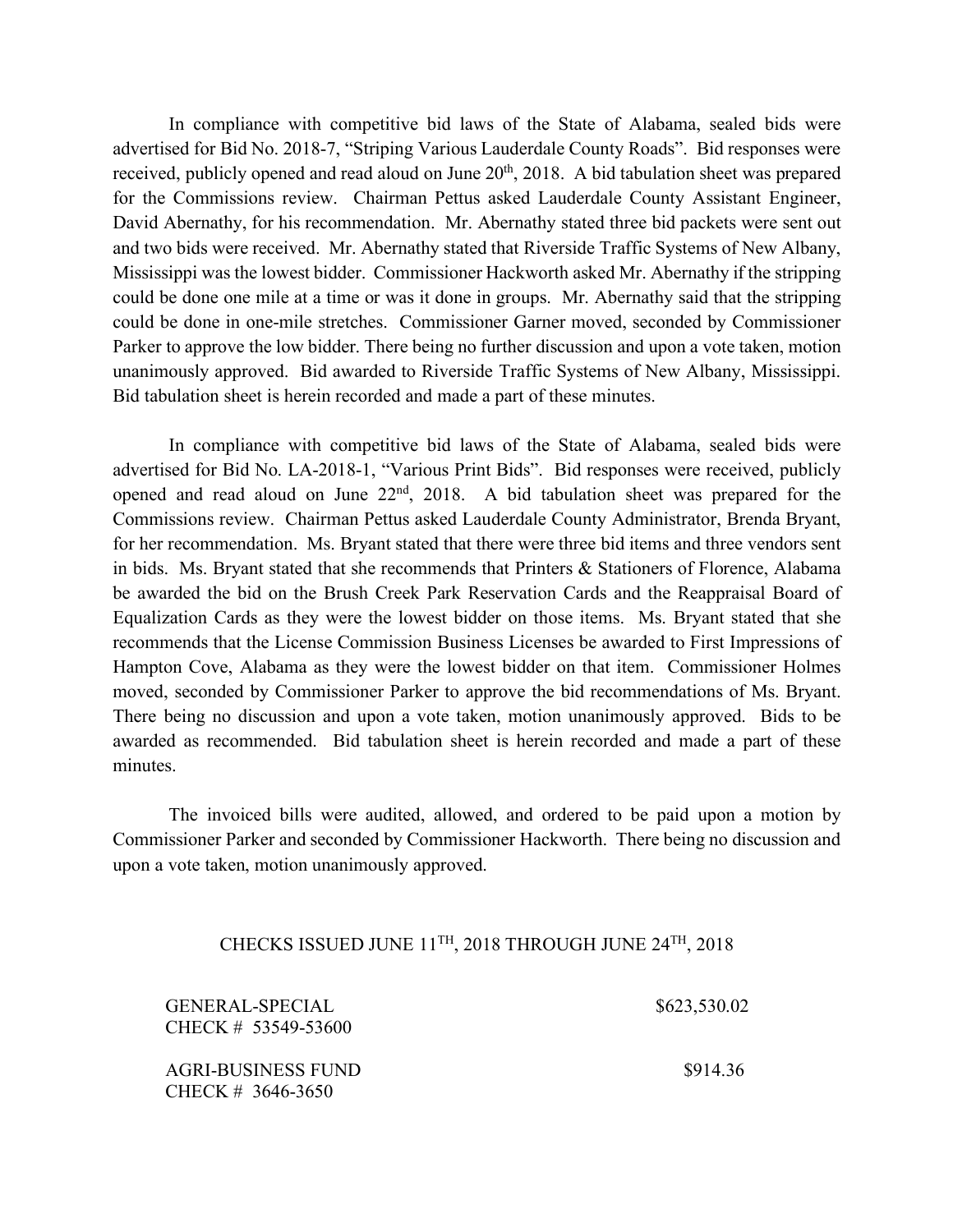In compliance with competitive bid laws of the State of Alabama, sealed bids were advertised for Bid No. 2018-7, "Striping Various Lauderdale County Roads". Bid responses were received, publicly opened and read aloud on June 20th, 2018. A bid tabulation sheet was prepared for the Commissions review. Chairman Pettus asked Lauderdale County Assistant Engineer, David Abernathy, for his recommendation. Mr. Abernathy stated three bid packets were sent out and two bids were received. Mr. Abernathy stated that Riverside Traffic Systems of New Albany, Mississippi was the lowest bidder. Commissioner Hackworth asked Mr. Abernathy if the stripping could be done one mile at a time or was it done in groups. Mr. Abernathy said that the stripping could be done in one-mile stretches. Commissioner Garner moved, seconded by Commissioner Parker to approve the low bidder. There being no further discussion and upon a vote taken, motion unanimously approved. Bid awarded to Riverside Traffic Systems of New Albany, Mississippi. Bid tabulation sheet is herein recorded and made a part of these minutes.

In compliance with competitive bid laws of the State of Alabama, sealed bids were advertised for Bid No. LA-2018-1, "Various Print Bids". Bid responses were received, publicly opened and read aloud on June 22nd, 2018. A bid tabulation sheet was prepared for the Commissions review. Chairman Pettus asked Lauderdale County Administrator, Brenda Bryant, for her recommendation. Ms. Bryant stated that there were three bid items and three vendors sent in bids. Ms. Bryant stated that she recommends that Printers & Stationers of Florence, Alabama be awarded the bid on the Brush Creek Park Reservation Cards and the Reappraisal Board of Equalization Cards as they were the lowest bidder on those items. Ms. Bryant stated that she recommends that the License Commission Business Licenses be awarded to First Impressions of Hampton Cove, Alabama as they were the lowest bidder on that item. Commissioner Holmes moved, seconded by Commissioner Parker to approve the bid recommendations of Ms. Bryant. There being no discussion and upon a vote taken, motion unanimously approved. Bids to be awarded as recommended. Bid tabulation sheet is herein recorded and made a part of these minutes.

The invoiced bills were audited, allowed, and ordered to be paid upon a motion by Commissioner Parker and seconded by Commissioner Hackworth. There being no discussion and upon a vote taken, motion unanimously approved.

CHECKS ISSUED JUNE 11TH, 2018 THROUGH JUNE 24TH, 2018

| | |
|---|---|
| GENERAL-SPECIAL<br>CHECK # 53549-53600 | $623,530.02 |
| AGRI-BUSINESS FUND<br>CHECK # 3646-3650 | $914.36 |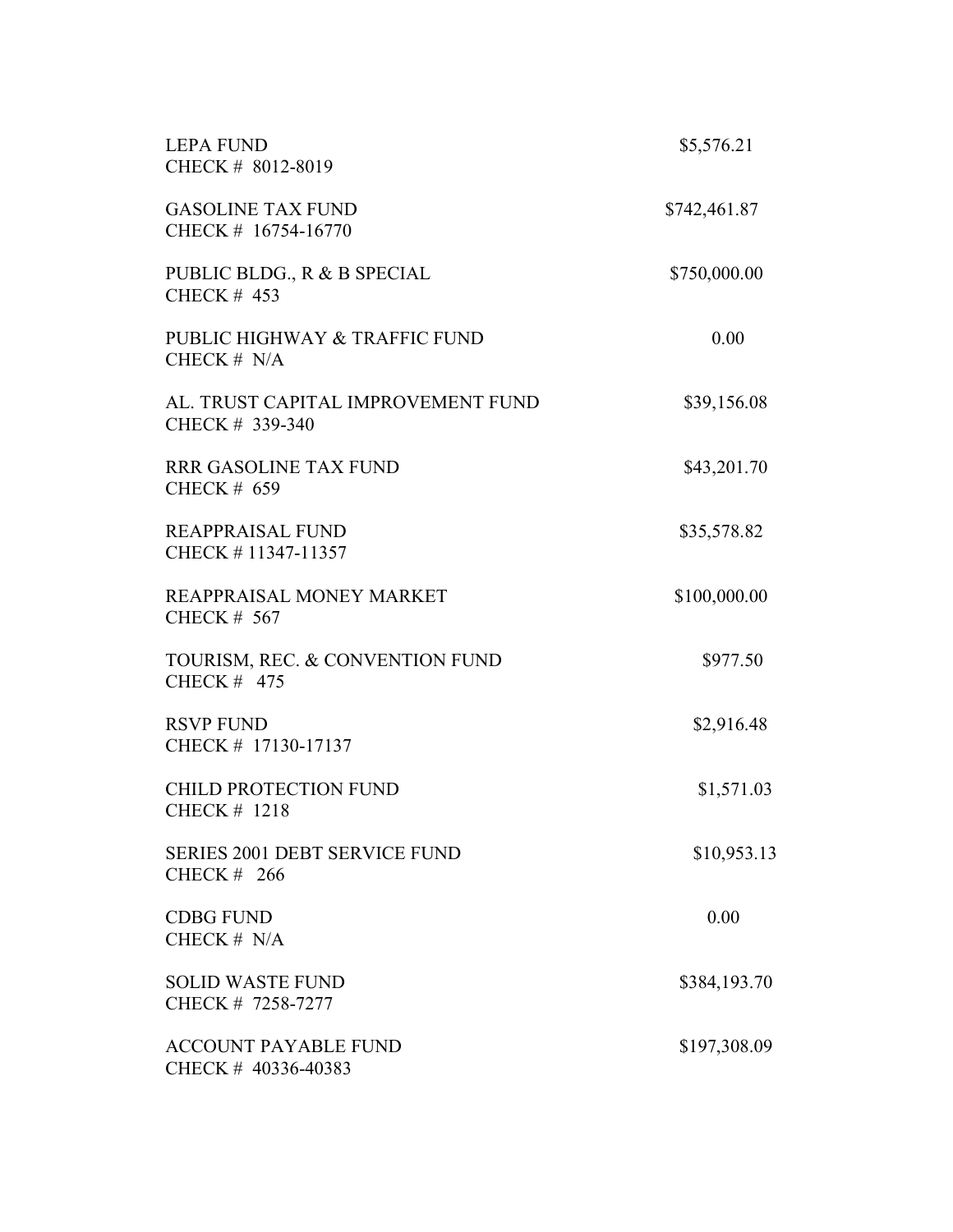LEPA FUND
CHECK # 8012-8019 $5,576.21

GASOLINE TAX FUND
CHECK # 16754-16770 $742,461.87

PUBLIC BLDG., R & B SPECIAL
CHECK # 453 $750,000.00

PUBLIC HIGHWAY & TRAFFIC FUND
CHECK # N/A 0.00

AL. TRUST CAPITAL IMPROVEMENT FUND
CHECK # 339-340 $39,156.08

RRR GASOLINE TAX FUND
CHECK # 659 $43,201.70

REAPPRAISAL FUND
CHECK # 11347-11357 $35,578.82

REAPPRAISAL MONEY MARKET
CHECK # 567 $100,000.00

TOURISM, REC. & CONVENTION FUND
CHECK # 475 $977.50

RSVP FUND
CHECK # 17130-17137 $2,916.48

CHILD PROTECTION FUND
CHECK # 1218 $1,571.03

SERIES 2001 DEBT SERVICE FUND
CHECK # 266 $10,953.13

CDBG FUND
CHECK # N/A 0.00

SOLID WASTE FUND
CHECK # 7258-7277 $384,193.70

ACCOUNT PAYABLE FUND
CHECK # 40336-40383 $197,308.09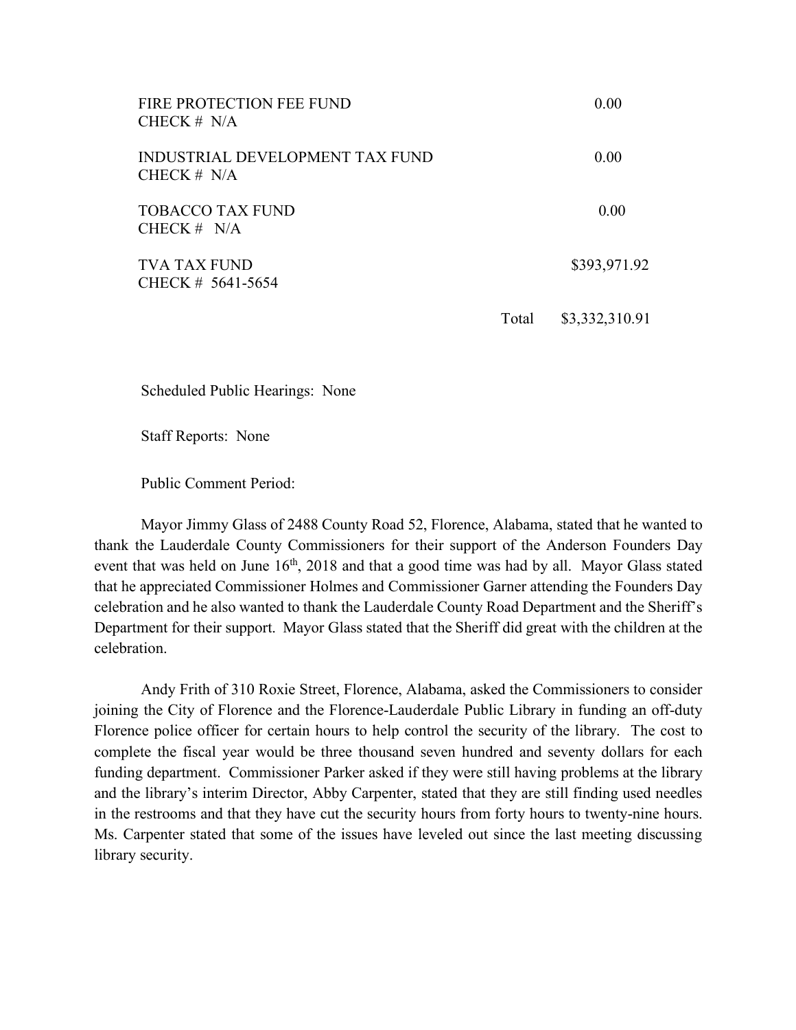| | | |
|---|---|---|
| FIRE PROTECTION FEE FUND<br>CHECK # N/A | | 0.00 |
| INDUSTRIAL DEVELOPMENT TAX FUND<br>CHECK # N/A | | 0.00 |
| TOBACCO TAX FUND<br>CHECK # N/A | | 0.00 |
| TVA TAX FUND<br>CHECK # 5641-5654 | | $393,971.92 |
| | Total | $3,332,310.91 |

Scheduled Public Hearings: None

Staff Reports: None

Public Comment Period:

Mayor Jimmy Glass of 2488 County Road 52, Florence, Alabama, stated that he wanted to thank the Lauderdale County Commissioners for their support of the Anderson Founders Day event that was held on June 16th, 2018 and that a good time was had by all. Mayor Glass stated that he appreciated Commissioner Holmes and Commissioner Garner attending the Founders Day celebration and he also wanted to thank the Lauderdale County Road Department and the Sheriff's Department for their support. Mayor Glass stated that the Sheriff did great with the children at the celebration.

Andy Frith of 310 Roxie Street, Florence, Alabama, asked the Commissioners to consider joining the City of Florence and the Florence-Lauderdale Public Library in funding an off-duty Florence police officer for certain hours to help control the security of the library. The cost to complete the fiscal year would be three thousand seven hundred and seventy dollars for each funding department. Commissioner Parker asked if they were still having problems at the library and the library's interim Director, Abby Carpenter, stated that they are still finding used needles in the restrooms and that they have cut the security hours from forty hours to twenty-nine hours. Ms. Carpenter stated that some of the issues have leveled out since the last meeting discussing library security.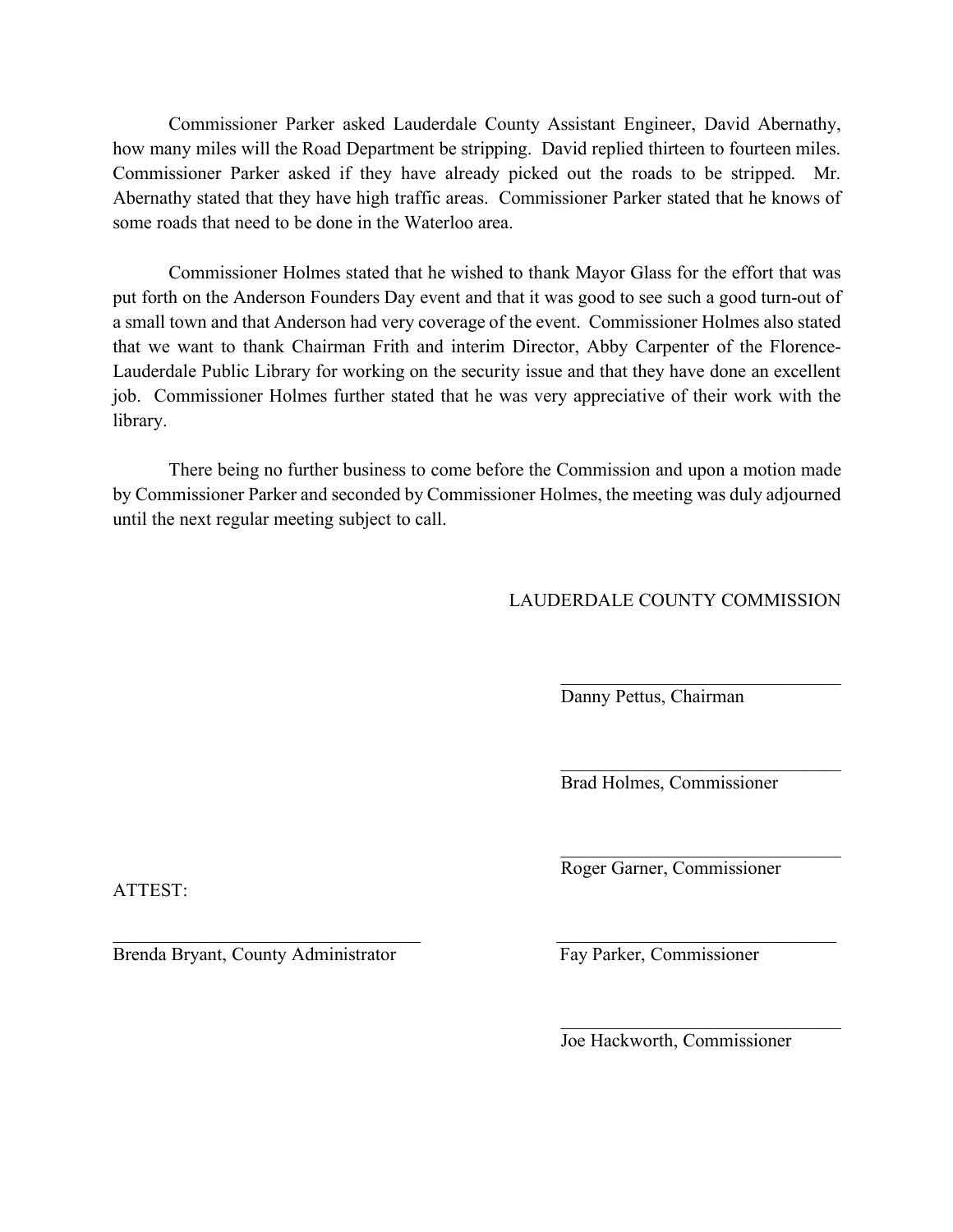Commissioner Parker asked Lauderdale County Assistant Engineer, David Abernathy, how many miles will the Road Department be stripping. David replied thirteen to fourteen miles. Commissioner Parker asked if they have already picked out the roads to be stripped. Mr. Abernathy stated that they have high traffic areas. Commissioner Parker stated that he knows of some roads that need to be done in the Waterloo area.

Commissioner Holmes stated that he wished to thank Mayor Glass for the effort that was put forth on the Anderson Founders Day event and that it was good to see such a good turn-out of a small town and that Anderson had very coverage of the event. Commissioner Holmes also stated that we want to thank Chairman Frith and interim Director, Abby Carpenter of the Florence-Lauderdale Public Library for working on the security issue and that they have done an excellent job. Commissioner Holmes further stated that he was very appreciative of their work with the library.

There being no further business to come before the Commission and upon a motion made by Commissioner Parker and seconded by Commissioner Holmes, the meeting was duly adjourned until the next regular meeting subject to call.

LAUDERDALE COUNTY COMMISSION

\_\_\_\_\_\_\_\_\_\_\_\_\_\_\_\_\_\_\_\_\_\_\_\_\_\_\_\_
Danny Pettus, Chairman

\_\_\_\_\_\_\_\_\_\_\_\_\_\_\_\_\_\_\_\_\_\_\_\_\_\_\_\_
Brad Holmes, Commissioner

\_\_\_\_\_\_\_\_\_\_\_\_\_\_\_\_\_\_\_\_\_\_\_\_\_\_\_\_
Roger Garner, Commissioner

ATTEST:

\_\_\_\_\_\_\_\_\_\_\_\_\_\_\_\_\_\_\_\_\_\_\_\_\_\_\_\_
Brenda Bryant, County Administrator

\_\_\_\_\_\_\_\_\_\_\_\_\_\_\_\_\_\_\_\_\_\_\_\_\_\_\_\_
Fay Parker, Commissioner

\_\_\_\_\_\_\_\_\_\_\_\_\_\_\_\_\_\_\_\_\_\_\_\_\_\_\_\_
Joe Hackworth, Commissioner